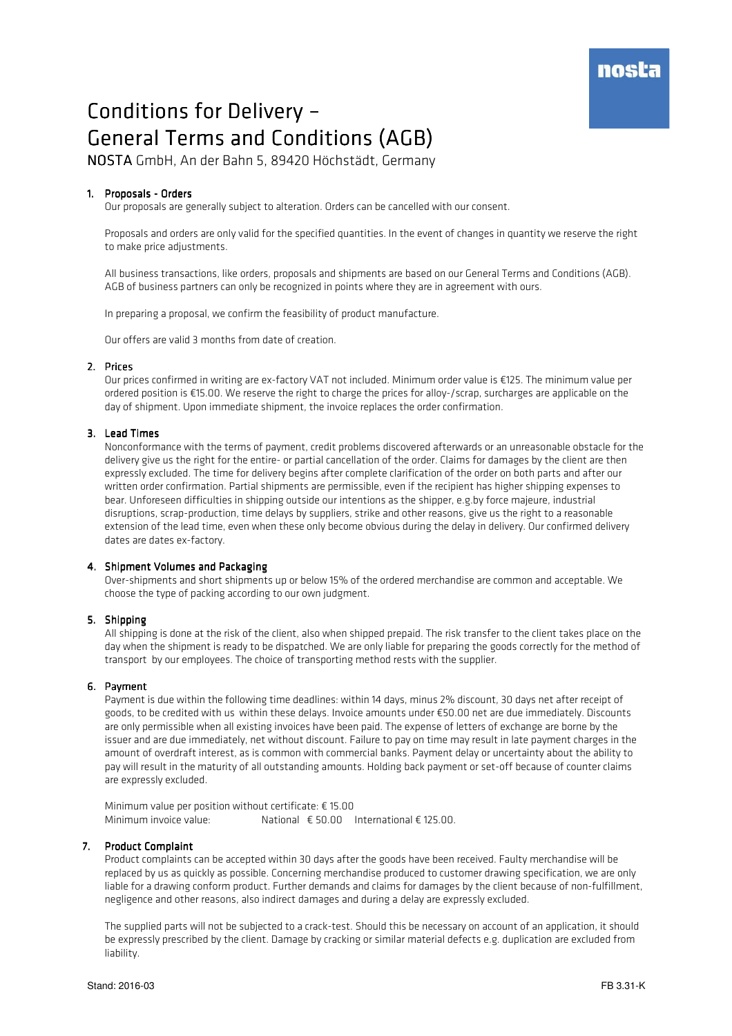nosta

# Conditions for Delivery –
# General Terms and Conditions (AGB)

**NOSTA** GmbH, An der Bahn 5, 89420 Höchstädt, Germany

## 1. Proposals - Orders

Our proposals are generally subject to alteration. Orders can be cancelled with our consent.

Proposals and orders are only valid for the specified quantities. In the event of changes in quantity we reserve the right to make price adjustments.

All business transactions, like orders, proposals and shipments are based on our General Terms and Conditions (AGB). AGB of business partners can only be recognized in points where they are in agreement with ours.

In preparing a proposal, we confirm the feasibility of product manufacture.

Our offers are valid 3 months from date of creation.

## 2. Prices

Our prices confirmed in writing are ex-factory VAT not included. Minimum order value is €125. The minimum value per ordered position is €15.00. We reserve the right to charge the prices for alloy-/scrap, surcharges are applicable on the day of shipment. Upon immediate shipment, the invoice replaces the order confirmation.

## 3. Lead Times

Nonconformance with the terms of payment, credit problems discovered afterwards or an unreasonable obstacle for the delivery give us the right for the entire- or partial cancellation of the order. Claims for damages by the client are then expressly excluded. The time for delivery begins after complete clarification of the order on both parts and after our written order confirmation. Partial shipments are permissible, even if the recipient has higher shipping expenses to bear. Unforeseen difficulties in shipping outside our intentions as the shipper, e.g.by force majeure, industrial disruptions, scrap-production, time delays by suppliers, strike and other reasons, give us the right to a reasonable extension of the lead time, even when these only become obvious during the delay in delivery. Our confirmed delivery dates are dates ex-factory.

## 4. Shipment Volumes and Packaging

Over-shipments and short shipments up or below 15% of the ordered merchandise are common and acceptable. We choose the type of packing according to our own judgment.

## 5. Shipping

All shipping is done at the risk of the client, also when shipped prepaid. The risk transfer to the client takes place on the day when the shipment is ready to be dispatched. We are only liable for preparing the goods correctly for the method of transport by our employees. The choice of transporting method rests with the supplier.

## 6. Payment

Payment is due within the following time deadlines: within 14 days, minus 2% discount, 30 days net after receipt of goods, to be credited with us within these delays. Invoice amounts under €50.00 net are due immediately. Discounts are only permissible when all existing invoices have been paid. The expense of letters of exchange are borne by the issuer and are due immediately, net without discount. Failure to pay on time may result in late payment charges in the amount of overdraft interest, as is common with commercial banks. Payment delay or uncertainty about the ability to pay will result in the maturity of all outstanding amounts. Holding back payment or set-off because of counter claims are expressly excluded.

Minimum value per position without certificate: € 15.00
Minimum invoice value: National € 50.00 International € 125.00.

## 7. Product Complaint

Product complaints can be accepted within 30 days after the goods have been received. Faulty merchandise will be replaced by us as quickly as possible. Concerning merchandise produced to customer drawing specification, we are only liable for a drawing conform product. Further demands and claims for damages by the client because of non-fulfillment, negligence and other reasons, also indirect damages and during a delay are expressly excluded.

The supplied parts will not be subjected to a crack-test. Should this be necessary on account of an application, it should be expressly prescribed by the client. Damage by cracking or similar material defects e.g. duplication are excluded from liability.

Stand: 2016-03 FB 3.31-K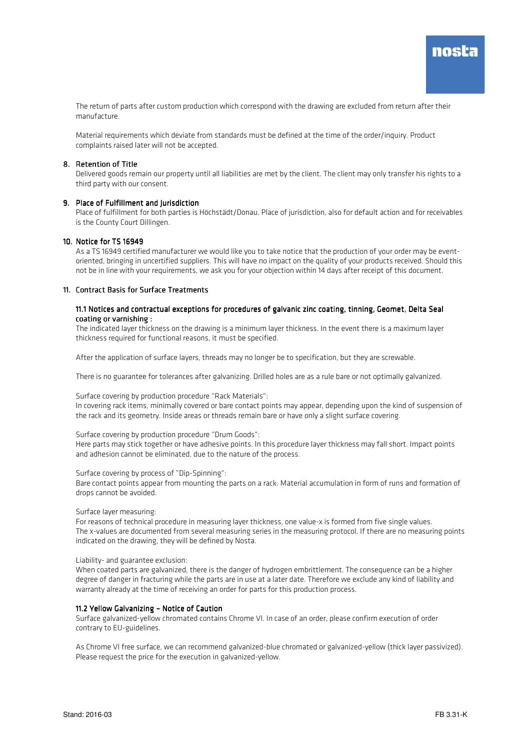The return of parts after custom production which correspond with the drawing are excluded from return after their manufacture.

Material requirements which deviate from standards must be defined at the time of the order/inquiry. Product complaints raised later will not be accepted.

## 8. Retention of Title

Delivered goods remain our property until all liabilities are met by the client. The client may only transfer his rights to a third party with our consent.

## 9. Place of Fulfillment and Jurisdiction

Place of fulfillment for both parties is Höchstädt/Donau. Place of jurisdiction, also for default action and for receivables is the County Court Dillingen.

## 10. Notice for TS 16949

As a TS 16949 certified manufacturer we would like you to take notice that the production of your order may be event-oriented, bringing in uncertified suppliers. This will have no impact on the quality of your products received. Should this not be in line with your requirements, we ask you for your objection within 14 days after receipt of this document.

## 11. Contract Basis for Surface Treatments

### 11.1 Notices and contractual exceptions for procedures of galvanic zinc coating, tinning, Geomet, Delta Seal coating or varnishing :

The indicated layer thickness on the drawing is a minimum layer thickness. In the event there is a maximum layer thickness required for functional reasons, it must be specified.

After the application of surface layers, threads may no longer be to specification, but they are screwable.

There is no guarantee for tolerances after galvanizing. Drilled holes are as a rule bare or not optimally galvanized.

Surface covering by production procedure "Rack Materials":
In covering rack items, minimally covered or bare contact points may appear, depending upon the kind of suspension of the rack and its geometry. Inside areas or threads remain bare or have only a slight surface covering.

Surface covering by production procedure "Drum Goods":
Here parts may stick together or have adhesive points. In this procedure layer thickness may fall short. Impact points and adhesion cannot be eliminated, due to the nature of the process.

Surface covering by process of "Dip-Spinning":
Bare contact points appear from mounting the parts on a rack. Material accumulation in form of runs and formation of drops cannot be avoided.

Surface layer measuring:
For reasons of technical procedure in measuring layer thickness, one value-x is formed from five single values.
The x-values are documented from several measuring series in the measuring protocol. If there are no measuring points indicated on the drawing, they will be defined by Nosta.

Liability- and guarantee exclusion:
When coated parts are galvanized, there is the danger of hydrogen embrittlement. The consequence can be a higher degree of danger in fracturing while the parts are in use at a later date. Therefore we exclude any kind of liability and warranty already at the time of receiving an order for parts for this production process.

### 11.2 Yellow Galvanizing – Notice of Caution

Surface galvanized-yellow chromated contains Chrome VI. In case of an order, please confirm execution of order contrary to EU-guidelines.

As Chrome VI free surface, we can recommend galvanized-blue chromated or galvanized-yellow (thick layer passivized). Please request the price for the execution in galvanized-yellow.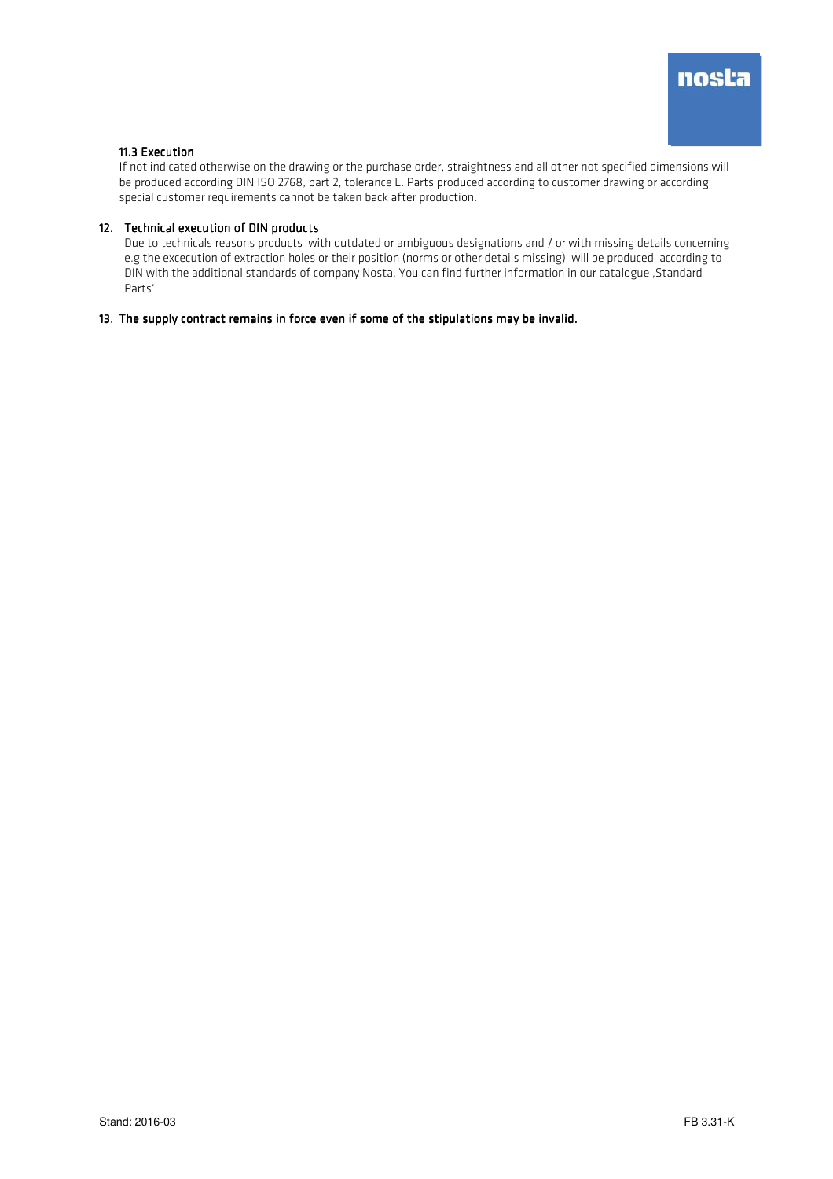### 11.3 Execution

If not indicated otherwise on the drawing or the purchase order, straightness and all other not specified dimensions will be produced according DIN ISO 2768, part 2, tolerance L. Parts produced according to customer drawing or according special customer requirements cannot be taken back after production.

## 12. Technical execution of DIN products

Due to technicals reasons products with outdated or ambiguous designations and / or with missing details concerning e.g the excecution of extraction holes or their position (norms or other details missing) will be produced according to DIN with the additional standards of company Nosta. You can find further information in our catalogue ‚Standard Parts'.

## 13. The supply contract remains in force even if some of the stipulations may be invalid.